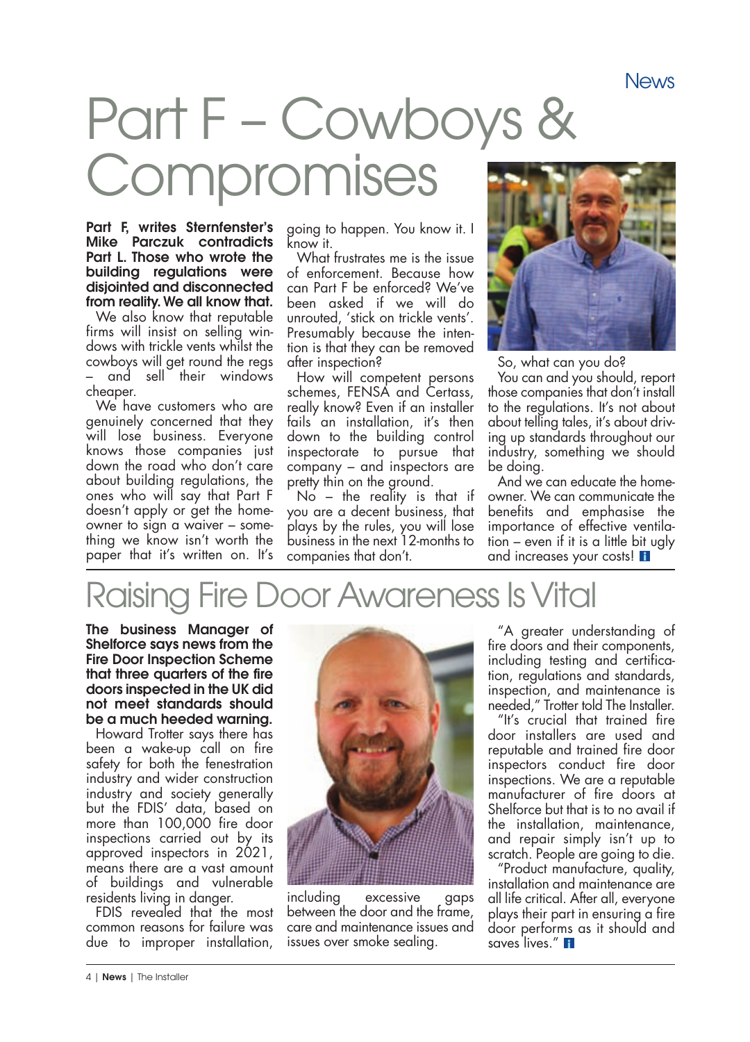# Part F – Cowboys & Compromises

**Part F, writes Sternfenster's Mike Parczuk contradicts Part L. Those who wrote the building regulations were disjointed and disconnected from reality. We all know that.**

We also know that reputable firms will insist on selling windows with trickle vents whilst the cowboys will get round the regs – and sell their windows cheaper.

We have customers who are genuinely concerned that they will lose business. Everyone knows those companies just down the road who don't care about building regulations, the ones who will say that Part F doesn't apply or get the homeowner to sign a waiver – something we know isn't worth the paper that it's written on. It's going to happen. You know it. I know it.

What frustrates me is the issue of enforcement. Because how can Part F be enforced? We've been asked if we will do unrouted, 'stick on trickle vents'. Presumably because the intention is that they can be removed after inspection?

How will competent persons schemes, FENSA and Certass, really know? Even if an installer fails an installation, it's then down to the building control inspectorate to pursue that company – and inspectors are pretty thin on the ground.

No – the reality is that if you are a decent business, that plays by the rules, you will lose business in the next 12-months to companies that don't.

So, what can you do?

You can and you should, report those companies that don't install to the regulations. It's not about telling tales, it's about driving up standards throughout our industry, something we should be doing.

And we can educate the homeowner. We can communicate the benefits and emphasise the importance of effective ventilation – even if it is a little bit ugly and increases your costs!

# Raising Fire Door Awareness Is Vital

**The business Manager of Shelforce says news from the Fire Door Inspection Scheme that three quarters of the fire doors inspected in the UK did not meet standards should be a much heeded warning.**

Howard Trotter says there has been a wake-up call on fire safety for both the fenestration industry and wider construction industry and society generally but the FDIS' data, based on more than 100,000 fire door inspections carried out by its approved inspectors in 2021, means there are a vast amount of buildings and vulnerable residents living in danger.

FDIS revealed that the most common reasons for failure was due to improper installation, including excessive gaps between the door and the frame, care and maintenance issues and issues over smoke sealing.

"A greater understanding of fire doors and their components, including testing and certification, regulations and standards, inspection, and maintenance is needed," Trotter told The Installer.

"It's crucial that trained fire door installers are used and reputable and trained fire door inspectors conduct fire door inspections. We are a reputable manufacturer of fire doors at Shelforce but that is to no avail if the installation, maintenance, and repair simply isn't up to scratch. People are going to die.

"Product manufacture, quality, installation and maintenance are all life critical. After all, everyone plays their part in ensuring a fire door performs as it should and saves lives."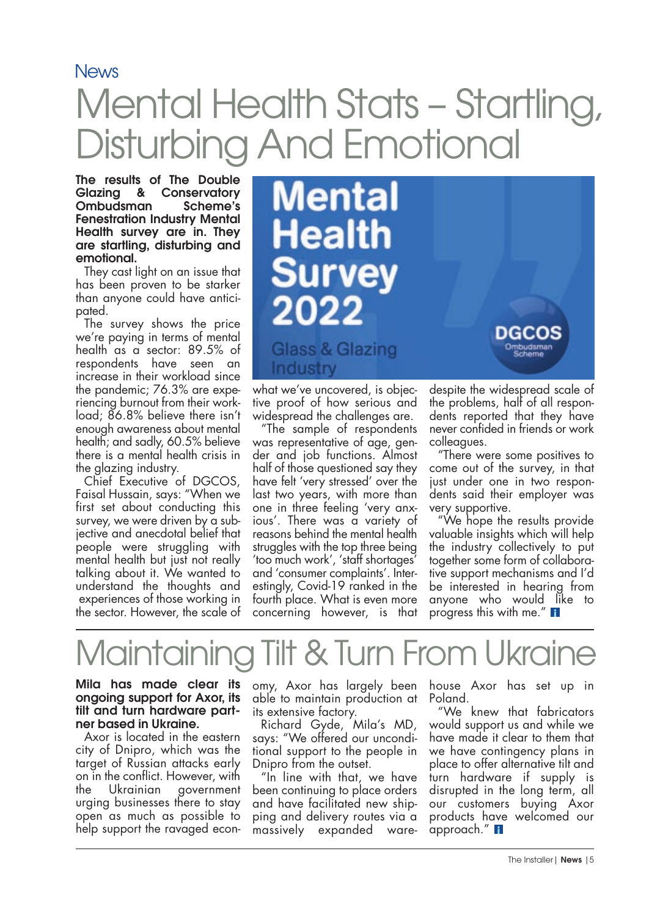News

# Mental Health Stats – Startling, Disturbing And Emotional

**The results of The Double Glazing & Conservatory Ombudsman Scheme's Fenestration Industry Mental Health survey are in. They are startling, disturbing and emotional.**

They cast light on an issue that has been proven to be starker than anyone could have anticipated.

The survey shows the price we're paying in terms of mental health as a sector: 89.5% of respondents have seen an increase in their workload since the pandemic; 76.3% are experiencing burnout from their workload; 86.8% believe there isn't enough awareness about mental health; and sadly, 60.5% believe there is a mental health crisis in the glazing industry.

Chief Executive of DGCOS, Faisal Hussain, says: "When we first set about conducting this survey, we were driven by a subjective and anecdotal belief that people were struggling with mental health but just not really talking about it. We wanted to understand the thoughts and experiences of those working in the sector. However, the scale of what we've uncovered, is objective proof of how serious and widespread the challenges are.

"The sample of respondents was representative of age, gender and job functions. Almost half of those questioned say they have felt 'very stressed' over the last two years, with more than one in three feeling 'very anxious'. There was a variety of reasons behind the mental health struggles with the top three being 'too much work', 'staff shortages' and 'consumer complaints'. Interestingly, Covid-19 ranked in the fourth place. What is even more concerning however, is that despite the widespread scale of the problems, half of all respondents reported that they have never confided in friends or work colleagues.

"There were some positives to come out of the survey, in that just under one in two respondents said their employer was very supportive.

"We hope the results provide valuable insights which will help the industry collectively to put together some form of collaborative support mechanisms and I'd be interested in hearing from anyone who would like to progress this with me."

# Maintaining Tilt & Turn From Ukraine

**Mila has made clear its ongoing support for Axor, its tilt and turn hardware partner based in Ukraine.**

Axor is located in the eastern city of Dnipro, which was the target of Russian attacks early on in the conflict. However, with the Ukrainian government urging businesses there to stay open as much as possible to help support the ravaged economy, Axor has largely been able to maintain production at its extensive factory.

Richard Gyde, Mila's MD, says: "We offered our unconditional support to the people in Dnipro from the outset.

"In line with that, we have been continuing to place orders and have facilitated new shipping and delivery routes via a massively expanded warehouse Axor has set up in Poland.

"We knew that fabricators would support us and while we have made it clear to them that we have contingency plans in place to offer alternative tilt and turn hardware if supply is disrupted in the long term, all our customers buying Axor products have welcomed our approach."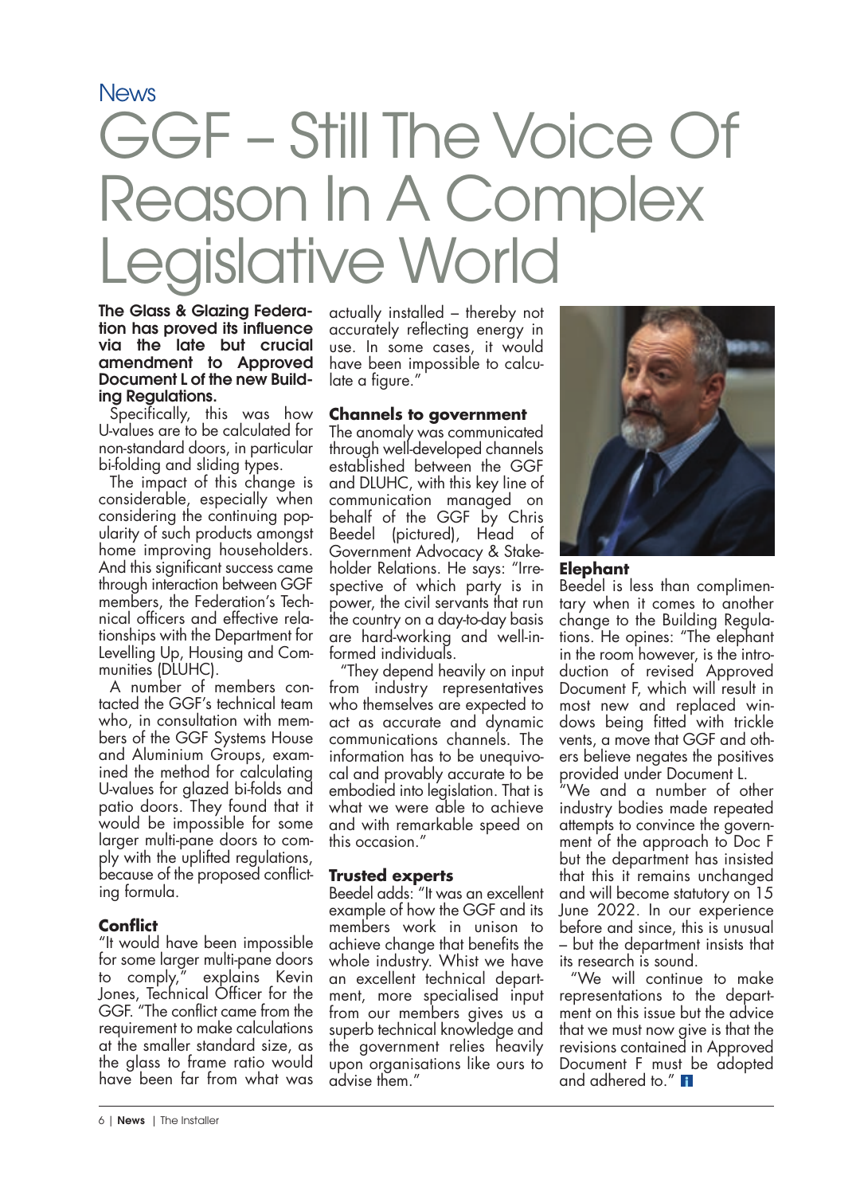News

# GGF – Still The Voice Of Reason In A Complex Legislative World

**The Glass & Glazing Federation has proved its influence via the late but crucial amendment to Approved Document L of the new Building Regulations.**

Specifically, this was how U-values are to be calculated for non-standard doors, in particular bi-folding and sliding types.

The impact of this change is considerable, especially when considering the continuing popularity of such products amongst home improving householders. And this significant success came through interaction between GGF members, the Federation's Technical officers and effective relationships with the Department for Levelling Up, Housing and Communities (DLUHC).

A number of members contacted the GGF's technical team who, in consultation with members of the GGF Systems House and Aluminium Groups, examined the method for calculating U-values for glazed bi-folds and patio doors. They found that it would be impossible for some larger multi-pane doors to comply with the uplifted regulations, because of the proposed conflicting formula.

### Conflict

"It would have been impossible for some larger multi-pane doors to comply," explains Kevin Jones, Technical Officer for the GGF. "The conflict came from the requirement to make calculations at the smaller standard size, as the glass to frame ratio would have been far from what was actually installed – thereby not accurately reflecting energy in use. In some cases, it would have been impossible to calculate a figure."

### Channels to government

The anomaly was communicated through well-developed channels established between the GGF and DLUHC, with this key line of communication managed on behalf of the GGF by Chris Beedel (pictured), Head of Government Advocacy & Stakeholder Relations. He says: "Irrespective of which party is in power, the civil servants that run the country on a day-to-day basis are hard-working and well-informed individuals.

"They depend heavily on input from industry representatives who themselves are expected to act as accurate and dynamic communications channels. The information has to be unequivocal and provably accurate to be embodied into legislation. That is what we were able to achieve and with remarkable speed on this occasion."

### Trusted experts

Beedel adds: "It was an excellent example of how the GGF and its members work in unison to achieve change that benefits the whole industry. Whilst we have an excellent technical department, more specialised input from our members gives us a superb technical knowledge and the government relies heavily upon organisations like ours to advise them."

### Elephant

Beedel is less than complimentary when it comes to another change to the Building Regulations. He opines: "The elephant in the room however, is the introduction of revised Approved Document F, which will result in most new and replaced windows being fitted with trickle vents, a move that GGF and others believe negates the positives provided under Document L.

"We and a number of other industry bodies made repeated attempts to convince the government of the approach to Doc F but the department has insisted that this it remains unchanged and will become statutory on 15 June 2022. In our experience before and since, this is unusual – but the department insists that its research is sound.

"We will continue to make representations to the department on this issue but the advice that we must now give is that the revisions contained in Approved Document F must be adopted and adhered to."